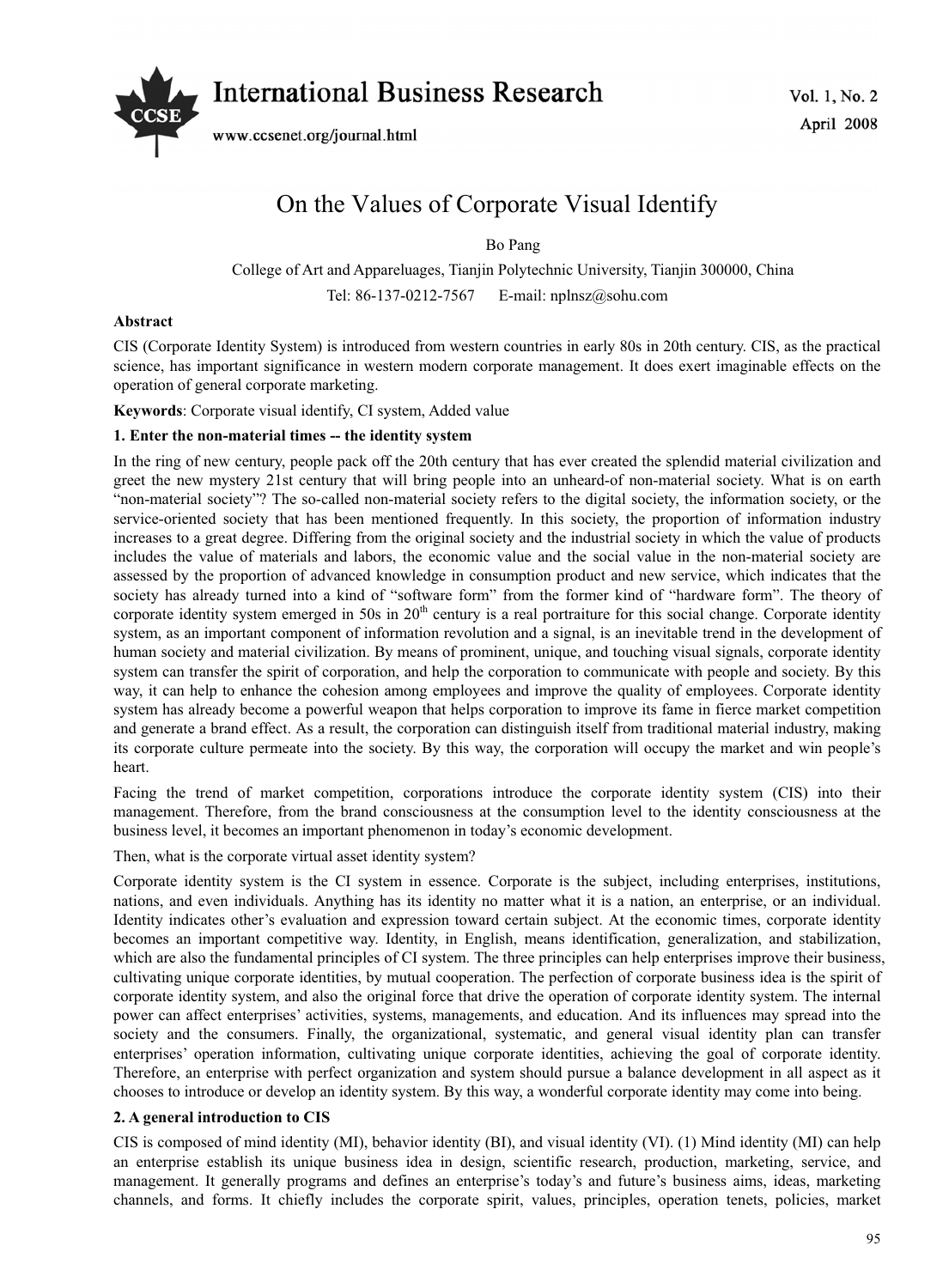# On the Values of Corporate Visual Identify

Bo Pang

College of Art and Appareluages, Tianjin Polytechnic University, Tianjin 300000, China

Tel: 86-137-0212-7567 E-mail: nplnsz@sohu.com

**Abstract**

CIS (Corporate Identity System) is introduced from western countries in early 80s in 20th century. CIS, as the practical science, has important significance in western modern corporate management. It does exert imaginable effects on the operation of general corporate marketing.

**Keywords**: Corporate visual identify, CI system, Added value

## 1. Enter the non-material times -- the identity system

In the ring of new century, people pack off the 20th century that has ever created the splendid material civilization and greet the new mystery 21st century that will bring people into an unheard-of non-material society. What is on earth "non-material society"? The so-called non-material society refers to the digital society, the information society, or the service-oriented society that has been mentioned frequently. In this society, the proportion of information industry increases to a great degree. Differing from the original society and the industrial society in which the value of products includes the value of materials and labors, the economic value and the social value in the non-material society are assessed by the proportion of advanced knowledge in consumption product and new service, which indicates that the society has already turned into a kind of "software form" from the former kind of "hardware form". The theory of corporate identity system emerged in 50s in 20th century is a real portraiture for this social change. Corporate identity system, as an important component of information revolution and a signal, is an inevitable trend in the development of human society and material civilization. By means of prominent, unique, and touching visual signals, corporate identity system can transfer the spirit of corporation, and help the corporation to communicate with people and society. By this way, it can help to enhance the cohesion among employees and improve the quality of employees. Corporate identity system has already become a powerful weapon that helps corporation to improve its fame in fierce market competition and generate a brand effect. As a result, the corporation can distinguish itself from traditional material industry, making its corporate culture permeate into the society. By this way, the corporation will occupy the market and win people's heart.

Facing the trend of market competition, corporations introduce the corporate identity system (CIS) into their management. Therefore, from the brand consciousness at the consumption level to the identity consciousness at the business level, it becomes an important phenomenon in today's economic development.

Then, what is the corporate virtual asset identity system?

Corporate identity system is the CI system in essence. Corporate is the subject, including enterprises, institutions, nations, and even individuals. Anything has its identity no matter what it is a nation, an enterprise, or an individual. Identity indicates other's evaluation and expression toward certain subject. At the economic times, corporate identity becomes an important competitive way. Identity, in English, means identification, generalization, and stabilization, which are also the fundamental principles of CI system. The three principles can help enterprises improve their business, cultivating unique corporate identities, by mutual cooperation. The perfection of corporate business idea is the spirit of corporate identity system, and also the original force that drive the operation of corporate identity system. The internal power can affect enterprises' activities, systems, managements, and education. And its influences may spread into the society and the consumers. Finally, the organizational, systematic, and general visual identity plan can transfer enterprises' operation information, cultivating unique corporate identities, achieving the goal of corporate identity. Therefore, an enterprise with perfect organization and system should pursue a balance development in all aspect as it chooses to introduce or develop an identity system. By this way, a wonderful corporate identity may come into being.

## 2. A general introduction to CIS

CIS is composed of mind identity (MI), behavior identity (BI), and visual identity (VI). (1) Mind identity (MI) can help an enterprise establish its unique business idea in design, scientific research, production, marketing, service, and management. It generally programs and defines an enterprise's today's and future's business aims, ideas, marketing channels, and forms. It chiefly includes the corporate spirit, values, principles, operation tenets, policies, market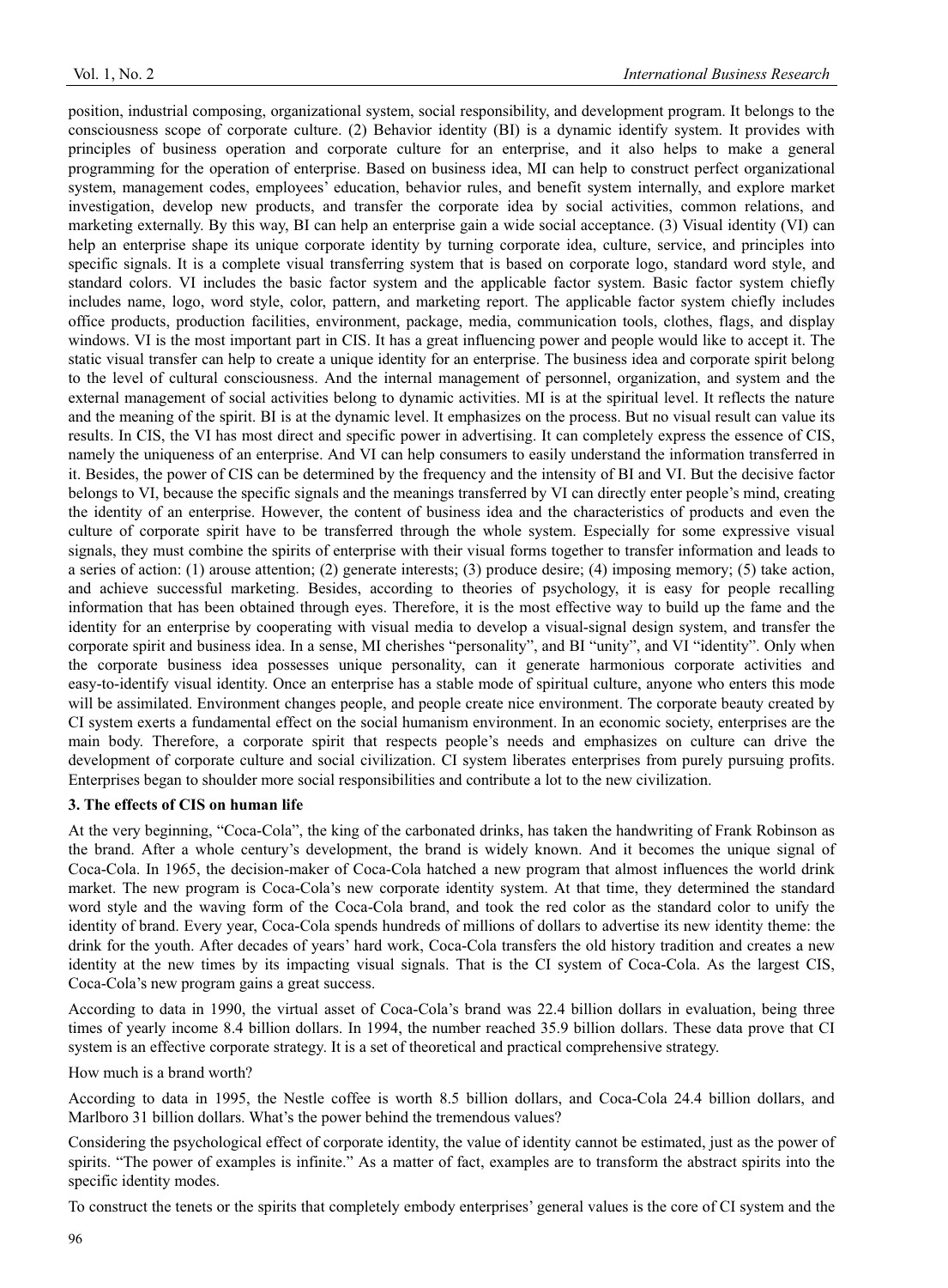position, industrial composing, organizational system, social responsibility, and development program. It belongs to the consciousness scope of corporate culture. (2) Behavior identity (BI) is a dynamic identify system. It provides with principles of business operation and corporate culture for an enterprise, and it also helps to make a general programming for the operation of enterprise. Based on business idea, MI can help to construct perfect organizational system, management codes, employees' education, behavior rules, and benefit system internally, and explore market investigation, develop new products, and transfer the corporate idea by social activities, common relations, and marketing externally. By this way, BI can help an enterprise gain a wide social acceptance. (3) Visual identity (VI) can help an enterprise shape its unique corporate identity by turning corporate idea, culture, service, and principles into specific signals. It is a complete visual transferring system that is based on corporate logo, standard word style, and standard colors. VI includes the basic factor system and the applicable factor system. Basic factor system chiefly includes name, logo, word style, color, pattern, and marketing report. The applicable factor system chiefly includes office products, production facilities, environment, package, media, communication tools, clothes, flags, and display windows. VI is the most important part in CIS. It has a great influencing power and people would like to accept it. The static visual transfer can help to create a unique identity for an enterprise. The business idea and corporate spirit belong to the level of cultural consciousness. And the internal management of personnel, organization, and system and the external management of social activities belong to dynamic activities. MI is at the spiritual level. It reflects the nature and the meaning of the spirit. BI is at the dynamic level. It emphasizes on the process. But no visual result can value its results. In CIS, the VI has most direct and specific power in advertising. It can completely express the essence of CIS, namely the uniqueness of an enterprise. And VI can help consumers to easily understand the information transferred in it. Besides, the power of CIS can be determined by the frequency and the intensity of BI and VI. But the decisive factor belongs to VI, because the specific signals and the meanings transferred by VI can directly enter people's mind, creating the identity of an enterprise. However, the content of business idea and the characteristics of products and even the culture of corporate spirit have to be transferred through the whole system. Especially for some expressive visual signals, they must combine the spirits of enterprise with their visual forms together to transfer information and leads to a series of action: (1) arouse attention; (2) generate interests; (3) produce desire; (4) imposing memory; (5) take action, and achieve successful marketing. Besides, according to theories of psychology, it is easy for people recalling information that has been obtained through eyes. Therefore, it is the most effective way to build up the fame and the identity for an enterprise by cooperating with visual media to develop a visual-signal design system, and transfer the corporate spirit and business idea. In a sense, MI cherishes "personality", and BI "unity", and VI "identity". Only when the corporate business idea possesses unique personality, can it generate harmonious corporate activities and easy-to-identify visual identity. Once an enterprise has a stable mode of spiritual culture, anyone who enters this mode will be assimilated. Environment changes people, and people create nice environment. The corporate beauty created by CI system exerts a fundamental effect on the social humanism environment. In an economic society, enterprises are the main body. Therefore, a corporate spirit that respects people's needs and emphasizes on culture can drive the development of corporate culture and social civilization. CI system liberates enterprises from purely pursuing profits. Enterprises began to shoulder more social responsibilities and contribute a lot to the new civilization.

### 3. The effects of CIS on human life

At the very beginning, "Coca-Cola", the king of the carbonated drinks, has taken the handwriting of Frank Robinson as the brand. After a whole century's development, the brand is widely known. And it becomes the unique signal of Coca-Cola. In 1965, the decision-maker of Coca-Cola hatched a new program that almost influences the world drink market. The new program is Coca-Cola's new corporate identity system. At that time, they determined the standard word style and the waving form of the Coca-Cola brand, and took the red color as the standard color to unify the identity of brand. Every year, Coca-Cola spends hundreds of millions of dollars to advertise its new identity theme: the drink for the youth. After decades of years' hard work, Coca-Cola transfers the old history tradition and creates a new identity at the new times by its impacting visual signals. That is the CI system of Coca-Cola. As the largest CIS, Coca-Cola's new program gains a great success.

According to data in 1990, the virtual asset of Coca-Cola's brand was 22.4 billion dollars in evaluation, being three times of yearly income 8.4 billion dollars. In 1994, the number reached 35.9 billion dollars. These data prove that CI system is an effective corporate strategy. It is a set of theoretical and practical comprehensive strategy.

How much is a brand worth?

According to data in 1995, the Nestle coffee is worth 8.5 billion dollars, and Coca-Cola 24.4 billion dollars, and Marlboro 31 billion dollars. What's the power behind the tremendous values?

Considering the psychological effect of corporate identity, the value of identity cannot be estimated, just as the power of spirits. "The power of examples is infinite." As a matter of fact, examples are to transform the abstract spirits into the specific identity modes.

To construct the tenets or the spirits that completely embody enterprises' general values is the core of CI system and the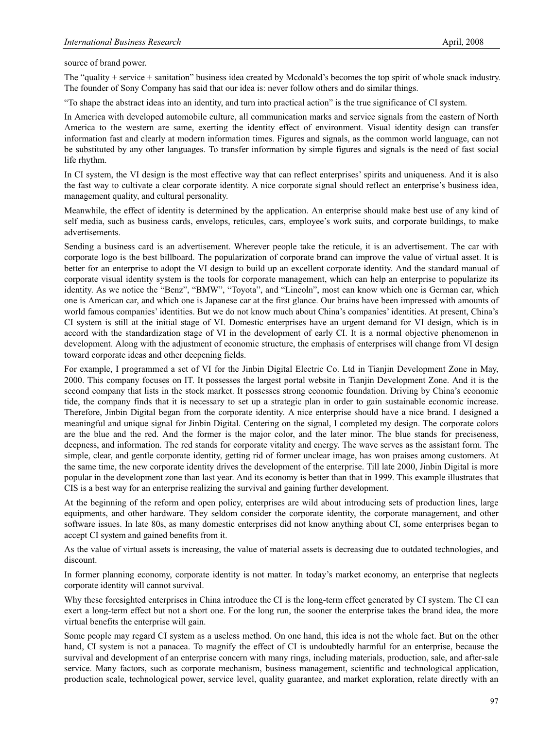source of brand power.

The "quality + service + sanitation" business idea created by Mcdonald's becomes the top spirit of whole snack industry. The founder of Sony Company has said that our idea is: never follow others and do similar things.

"To shape the abstract ideas into an identity, and turn into practical action" is the true significance of CI system.

In America with developed automobile culture, all communication marks and service signals from the eastern of North America to the western are same, exerting the identity effect of environment. Visual identity design can transfer information fast and clearly at modern information times. Figures and signals, as the common world language, can not be substituted by any other languages. To transfer information by simple figures and signals is the need of fast social life rhythm.

In CI system, the VI design is the most effective way that can reflect enterprises' spirits and uniqueness. And it is also the fast way to cultivate a clear corporate identity. A nice corporate signal should reflect an enterprise's business idea, management quality, and cultural personality.

Meanwhile, the effect of identity is determined by the application. An enterprise should make best use of any kind of self media, such as business cards, envelops, reticules, cars, employee's work suits, and corporate buildings, to make advertisements.

Sending a business card is an advertisement. Wherever people take the reticule, it is an advertisement. The car with corporate logo is the best billboard. The popularization of corporate brand can improve the value of virtual asset. It is better for an enterprise to adopt the VI design to build up an excellent corporate identity. And the standard manual of corporate visual identity system is the tools for corporate management, which can help an enterprise to popularize its identity. As we notice the "Benz", "BMW", "Toyota", and "Lincoln", most can know which one is German car, which one is American car, and which one is Japanese car at the first glance. Our brains have been impressed with amounts of world famous companies' identities. But we do not know much about China's companies' identities. At present, China's CI system is still at the initial stage of VI. Domestic enterprises have an urgent demand for VI design, which is in accord with the standardization stage of VI in the development of early CI. It is a normal objective phenomenon in development. Along with the adjustment of economic structure, the emphasis of enterprises will change from VI design toward corporate ideas and other deepening fields.

For example, I programmed a set of VI for the Jinbin Digital Electric Co. Ltd in Tianjin Development Zone in May, 2000. This company focuses on IT. It possesses the largest portal website in Tianjin Development Zone. And it is the second company that lists in the stock market. It possesses strong economic foundation. Driving by China's economic tide, the company finds that it is necessary to set up a strategic plan in order to gain sustainable economic increase. Therefore, Jinbin Digital began from the corporate identity. A nice enterprise should have a nice brand. I designed a meaningful and unique signal for Jinbin Digital. Centering on the signal, I completed my design. The corporate colors are the blue and the red. And the former is the major color, and the later minor. The blue stands for preciseness, deepness, and information. The red stands for corporate vitality and energy. The wave serves as the assistant form. The simple, clear, and gentle corporate identity, getting rid of former unclear image, has won praises among customers. At the same time, the new corporate identity drives the development of the enterprise. Till late 2000, Jinbin Digital is more popular in the development zone than last year. And its economy is better than that in 1999. This example illustrates that CIS is a best way for an enterprise realizing the survival and gaining further development.

At the beginning of the reform and open policy, enterprises are wild about introducing sets of production lines, large equipments, and other hardware. They seldom consider the corporate identity, the corporate management, and other software issues. In late 80s, as many domestic enterprises did not know anything about CI, some enterprises began to accept CI system and gained benefits from it.

As the value of virtual assets is increasing, the value of material assets is decreasing due to outdated technologies, and discount.

In former planning economy, corporate identity is not matter. In today's market economy, an enterprise that neglects corporate identity will cannot survival.

Why these foresighted enterprises in China introduce the CI is the long-term effect generated by CI system. The CI can exert a long-term effect but not a short one. For the long run, the sooner the enterprise takes the brand idea, the more virtual benefits the enterprise will gain.

Some people may regard CI system as a useless method. On one hand, this idea is not the whole fact. But on the other hand, CI system is not a panacea. To magnify the effect of CI is undoubtedly harmful for an enterprise, because the survival and development of an enterprise concern with many rings, including materials, production, sale, and after-sale service. Many factors, such as corporate mechanism, business management, scientific and technological application, production scale, technological power, service level, quality guarantee, and market exploration, relate directly with an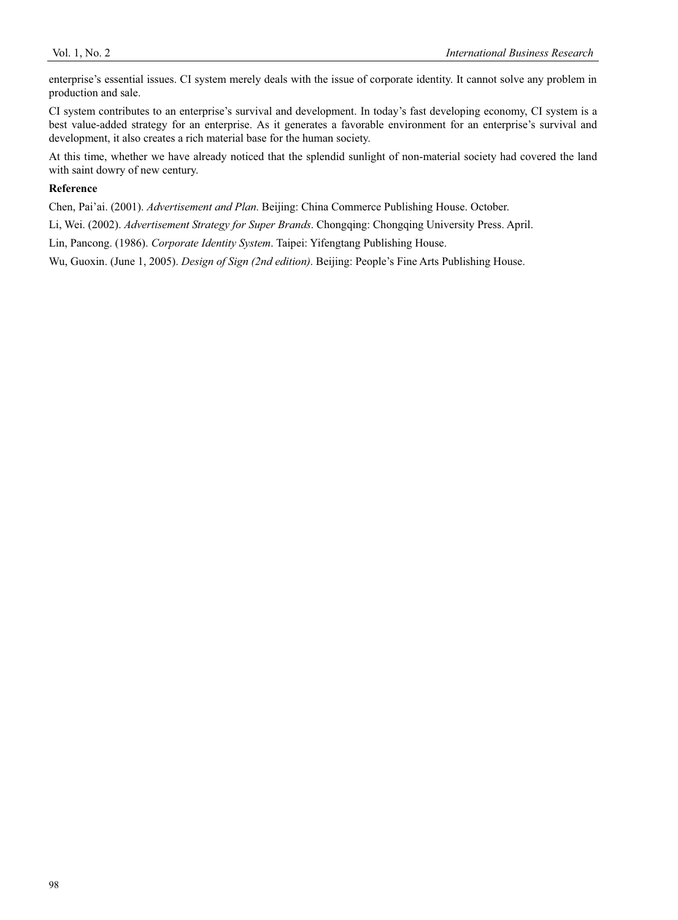enterprise's essential issues. CI system merely deals with the issue of corporate identity. It cannot solve any problem in production and sale.

CI system contributes to an enterprise's survival and development. In today's fast developing economy, CI system is a best value-added strategy for an enterprise. As it generates a favorable environment for an enterprise's survival and development, it also creates a rich material base for the human society.

At this time, whether we have already noticed that the splendid sunlight of non-material society had covered the land with saint dowry of new century.

**Reference**

Chen, Pai'ai. (2001). *Advertisement and Plan*. Beijing: China Commerce Publishing House. October.

Li, Wei. (2002). *Advertisement Strategy for Super Brands*. Chongqing: Chongqing University Press. April.

Lin, Pancong. (1986). *Corporate Identity System*. Taipei: Yifengtang Publishing House.

Wu, Guoxin. (June 1, 2005). *Design of Sign (2nd edition)*. Beijing: People's Fine Arts Publishing House.